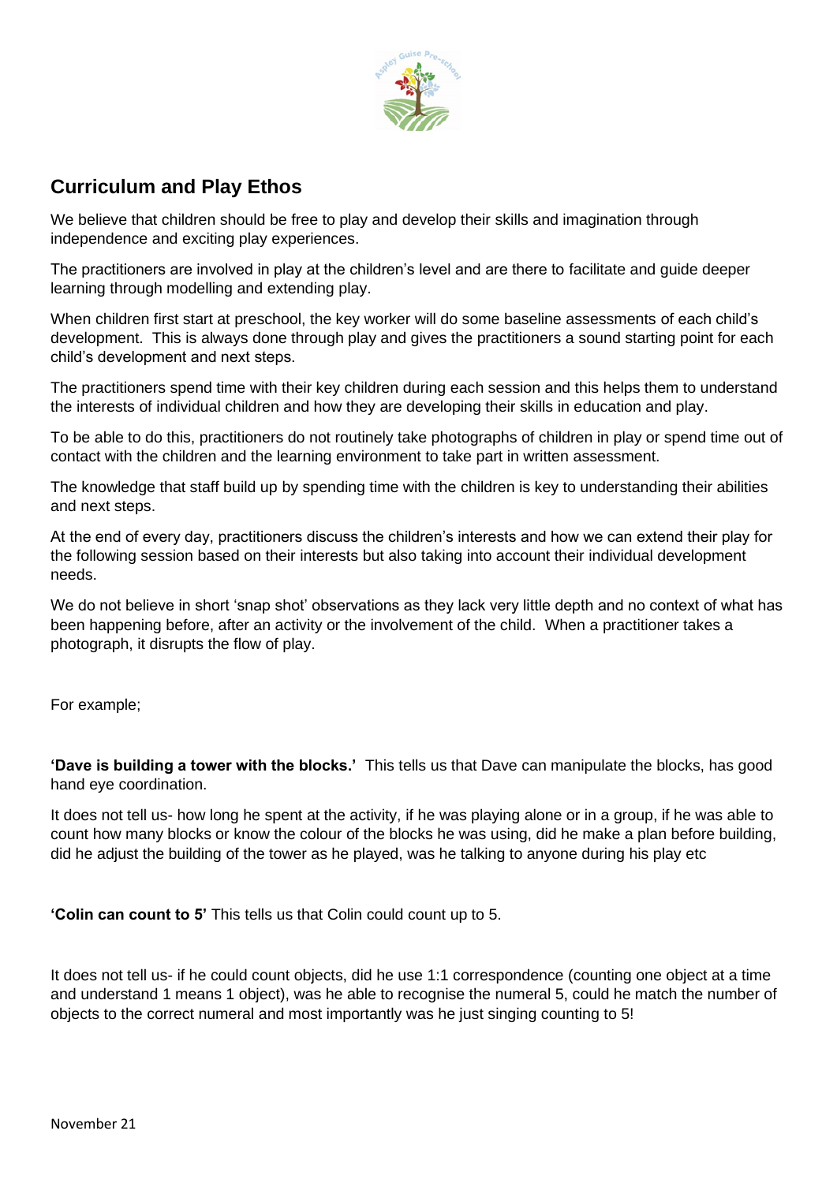## Curriculum and Play Ethos

We believe that children should be free to play and develop their skills and imagination through independence and exciting play experiences.

The practitioners are involved in play at the children's level and are there to facilitate and guide deeper learning through modelling and extending play.

When children first start at preschool, the key worker will do some baseline assessments of each child's development. This is always done through play and gives the practitioners a sound starting point for each child's development and next steps.

The practitioners spend time with their key children during each session and this helps them to understand the interests of individual children and how they are developing their skills in education and play.

To be able to do this, practitioners do not routinely take photographs of children in play or spend time out of contact with the children and the learning environment to take part in written assessment.

The knowledge that staff build up by spending time with the children is key to understanding their abilities and next steps.

At the end of every day, practitioners discuss the children's interests and how we can extend their play for the following session based on their interests but also taking into account their individual development needs.

We do not believe in short 'snap shot' observations as they lack very little depth and no context of what has been happening before, after an activity or the involvement of the child. When a practitioner takes a photograph, it disrupts the flow of play.

For example;

**'Dave is building a tower with the blocks.'** This tells us that Dave can manipulate the blocks, has good hand eye coordination.

It does not tell us- how long he spent at the activity, if he was playing alone or in a group, if he was able to count how many blocks or know the colour of the blocks he was using, did he make a plan before building, did he adjust the building of the tower as he played, was he talking to anyone during his play etc

**'Colin can count to 5'** This tells us that Colin could count up to 5.

It does not tell us- if he could count objects, did he use 1:1 correspondence (counting one object at a time and understand 1 means 1 object), was he able to recognise the numeral 5, could he match the number of objects to the correct numeral and most importantly was he just singing counting to 5!

November 21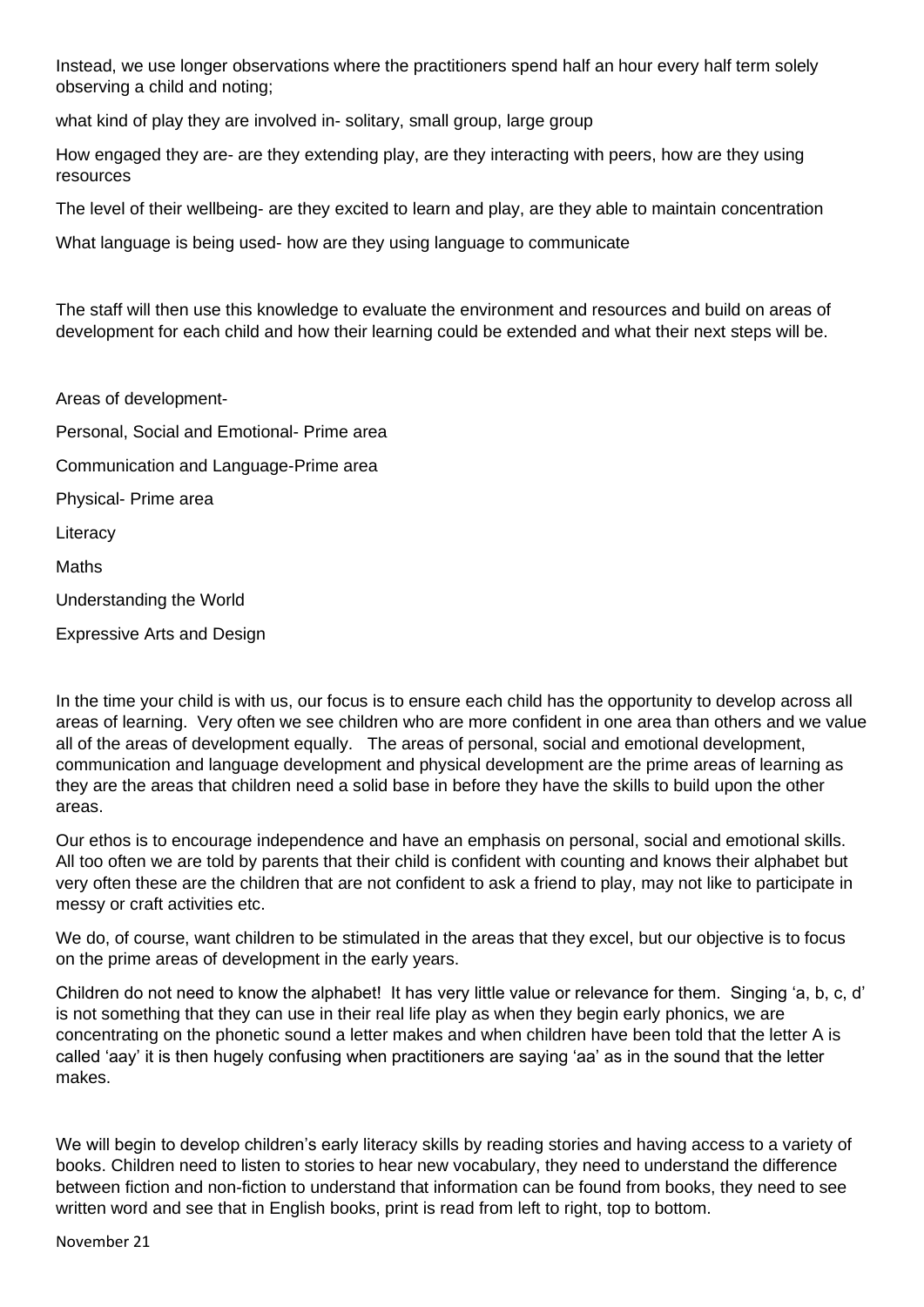Instead, we use longer observations where the practitioners spend half an hour every half term solely observing a child and noting;

what kind of play they are involved in- solitary, small group, large group

How engaged they are- are they extending play, are they interacting with peers, how are they using resources

The level of their wellbeing- are they excited to learn and play, are they able to maintain concentration

What language is being used- how are they using language to communicate

The staff will then use this knowledge to evaluate the environment and resources and build on areas of development for each child and how their learning could be extended and what their next steps will be.

Areas of development-

Personal, Social and Emotional- Prime area

Communication and Language-Prime area

Physical- Prime area

Literacy

Maths

Understanding the World

Expressive Arts and Design

In the time your child is with us, our focus is to ensure each child has the opportunity to develop across all areas of learning. Very often we see children who are more confident in one area than others and we value all of the areas of development equally. The areas of personal, social and emotional development, communication and language development and physical development are the prime areas of learning as they are the areas that children need a solid base in before they have the skills to build upon the other areas.

Our ethos is to encourage independence and have an emphasis on personal, social and emotional skills. All too often we are told by parents that their child is confident with counting and knows their alphabet but very often these are the children that are not confident to ask a friend to play, may not like to participate in messy or craft activities etc.

We do, of course, want children to be stimulated in the areas that they excel, but our objective is to focus on the prime areas of development in the early years.

Children do not need to know the alphabet! It has very little value or relevance for them. Singing 'a, b, c, d' is not something that they can use in their real life play as when they begin early phonics, we are concentrating on the phonetic sound a letter makes and when children have been told that the letter A is called 'aay' it is then hugely confusing when practitioners are saying 'aa' as in the sound that the letter makes.

We will begin to develop children's early literacy skills by reading stories and having access to a variety of books. Children need to listen to stories to hear new vocabulary, they need to understand the difference between fiction and non-fiction to understand that information can be found from books, they need to see written word and see that in English books, print is read from left to right, top to bottom.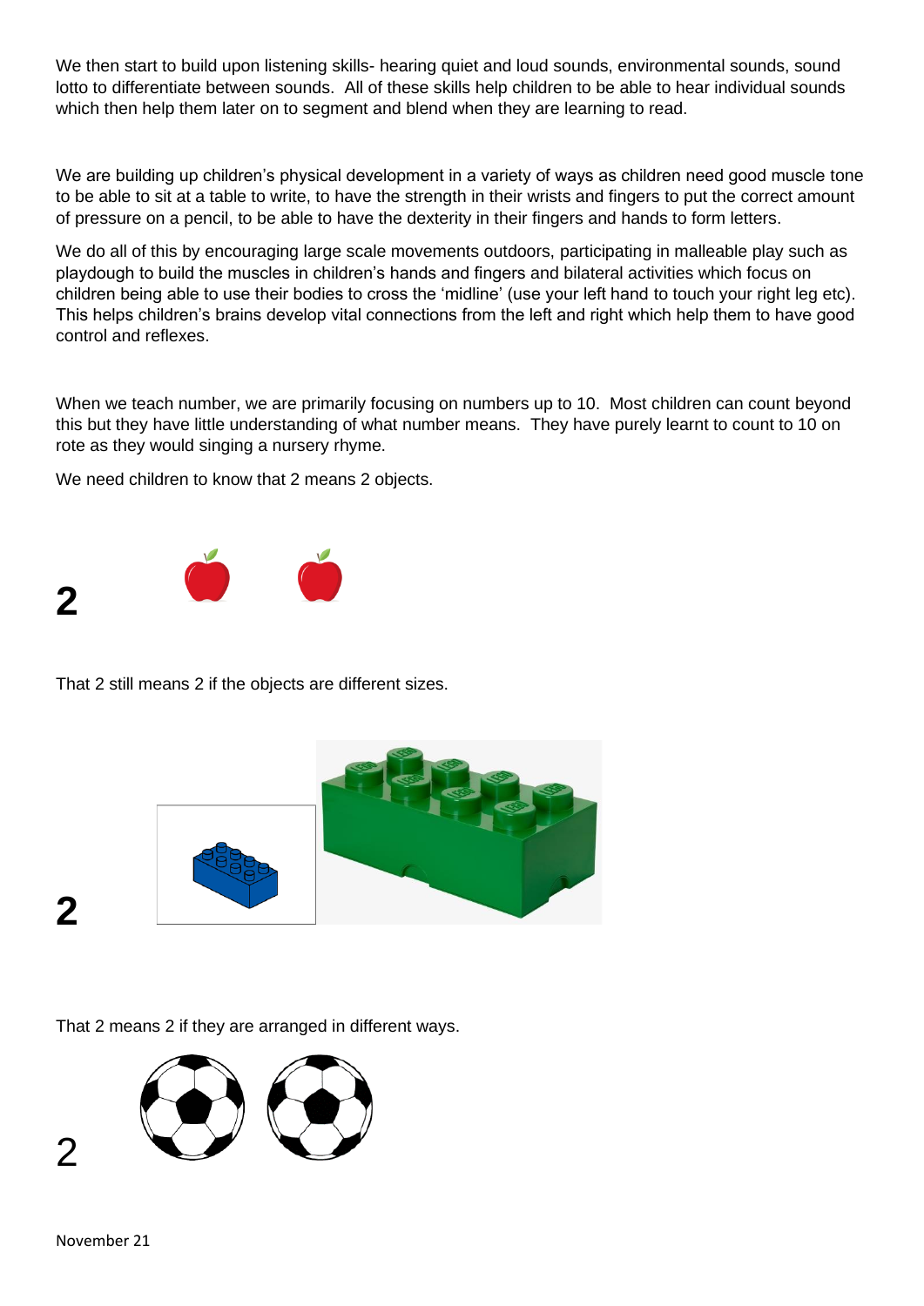We then start to build upon listening skills- hearing quiet and loud sounds, environmental sounds, sound lotto to differentiate between sounds. All of these skills help children to be able to hear individual sounds which then help them later on to segment and blend when they are learning to read.

We are building up children's physical development in a variety of ways as children need good muscle tone to be able to sit at a table to write, to have the strength in their wrists and fingers to put the correct amount of pressure on a pencil, to be able to have the dexterity in their fingers and hands to form letters.

We do all of this by encouraging large scale movements outdoors, participating in malleable play such as playdough to build the muscles in children's hands and fingers and bilateral activities which focus on children being able to use their bodies to cross the 'midline' (use your left hand to touch your right leg etc). This helps children's brains develop vital connections from the left and right which help them to have good control and reflexes.

When we teach number, we are primarily focusing on numbers up to 10. Most children can count beyond this but they have little understanding of what number means. They have purely learnt to count to 10 on rote as they would singing a nursery rhyme.

We need children to know that 2 means 2 objects.

**2**

That 2 still means 2 if the objects are different sizes.

**2**

That 2 means 2 if they are arranged in different ways.

2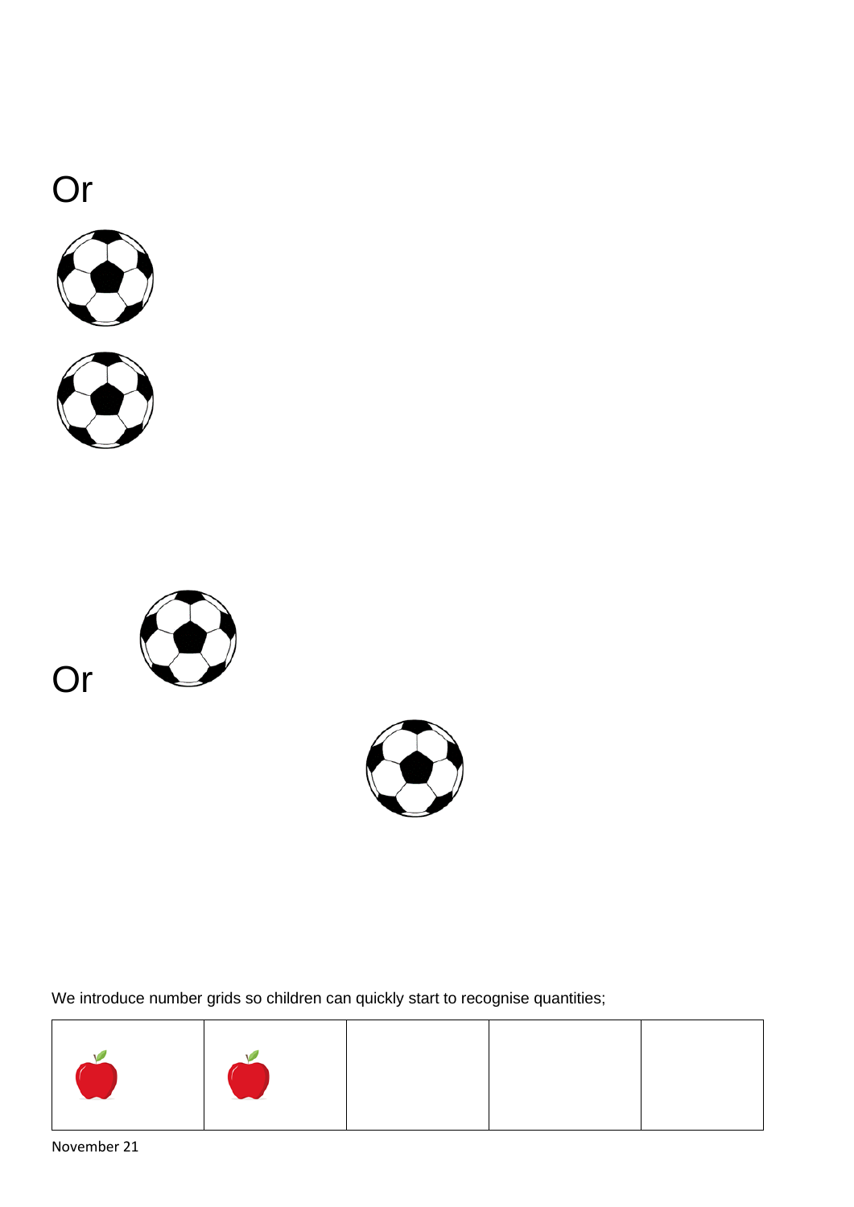Or

Or

We introduce number grids so children can quickly start to recognise quantities;

| | | | | |
|---|---|---|---|---|
| | | | | |

November 21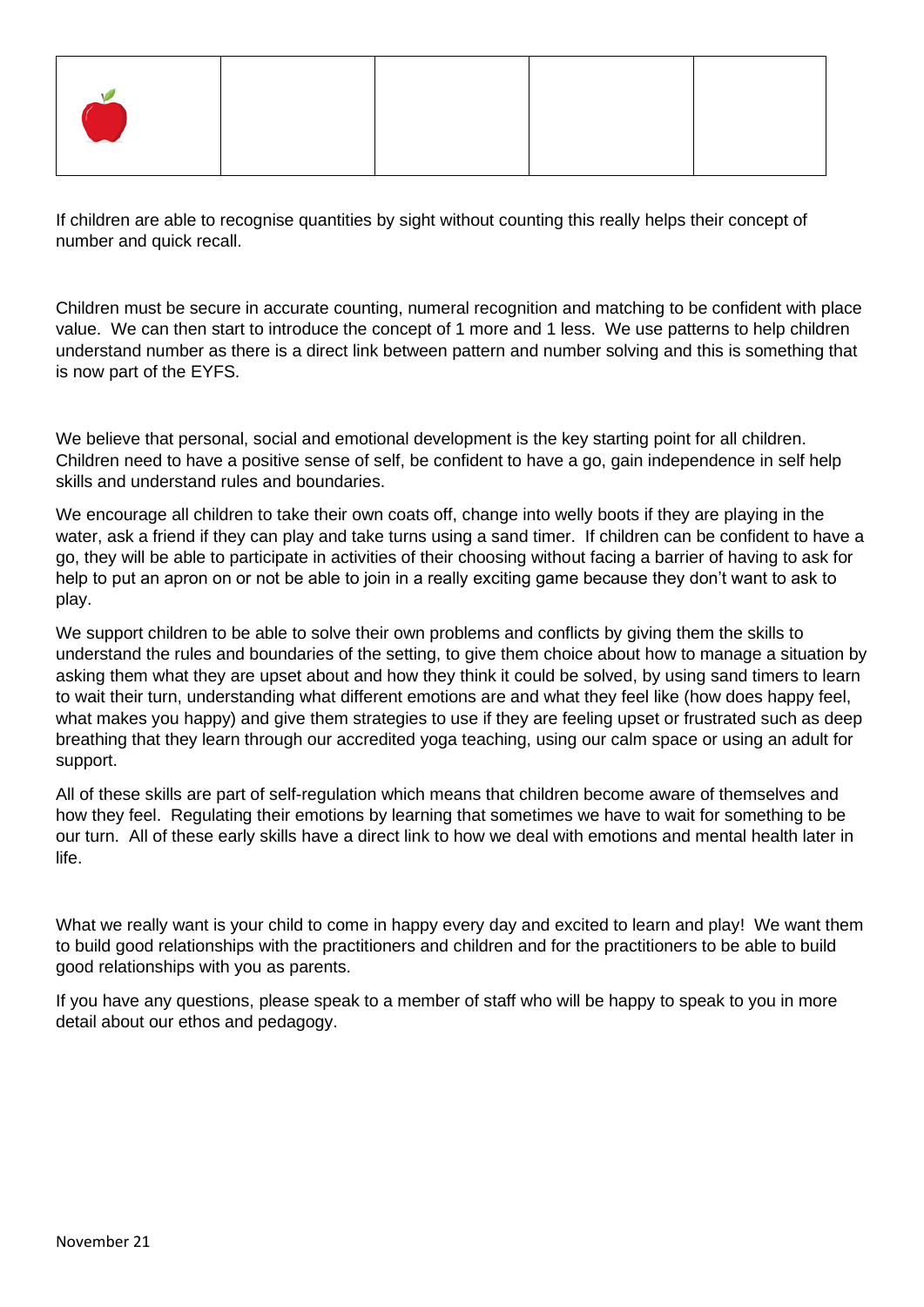| | | | | |
|---|---|---|---|---|
| 🍎 | | | | |

If children are able to recognise quantities by sight without counting this really helps their concept of number and quick recall.

Children must be secure in accurate counting, numeral recognition and matching to be confident with place value. We can then start to introduce the concept of 1 more and 1 less. We use patterns to help children understand number as there is a direct link between pattern and number solving and this is something that is now part of the EYFS.

We believe that personal, social and emotional development is the key starting point for all children. Children need to have a positive sense of self, be confident to have a go, gain independence in self help skills and understand rules and boundaries.

We encourage all children to take their own coats off, change into welly boots if they are playing in the water, ask a friend if they can play and take turns using a sand timer. If children can be confident to have a go, they will be able to participate in activities of their choosing without facing a barrier of having to ask for help to put an apron on or not be able to join in a really exciting game because they don't want to ask to play.

We support children to be able to solve their own problems and conflicts by giving them the skills to understand the rules and boundaries of the setting, to give them choice about how to manage a situation by asking them what they are upset about and how they think it could be solved, by using sand timers to learn to wait their turn, understanding what different emotions are and what they feel like (how does happy feel, what makes you happy) and give them strategies to use if they are feeling upset or frustrated such as deep breathing that they learn through our accredited yoga teaching, using our calm space or using an adult for support.

All of these skills are part of self-regulation which means that children become aware of themselves and how they feel. Regulating their emotions by learning that sometimes we have to wait for something to be our turn. All of these early skills have a direct link to how we deal with emotions and mental health later in life.

What we really want is your child to come in happy every day and excited to learn and play! We want them to build good relationships with the practitioners and children and for the practitioners to be able to build good relationships with you as parents.

If you have any questions, please speak to a member of staff who will be happy to speak to you in more detail about our ethos and pedagogy.